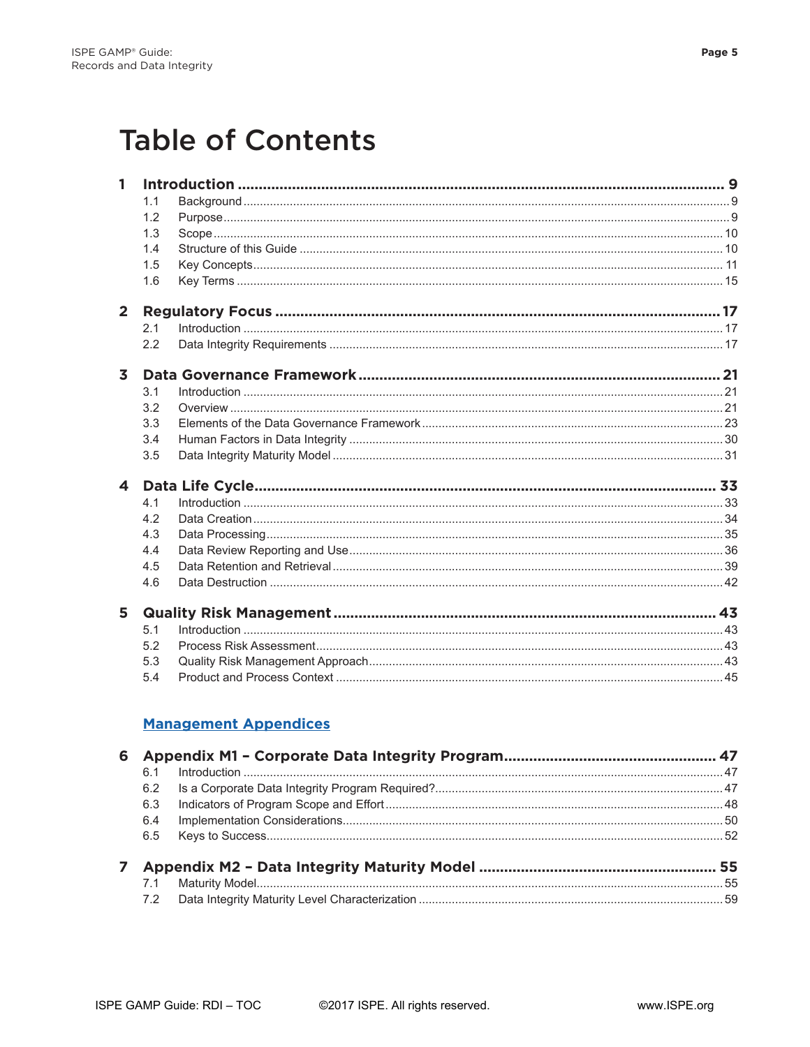# Table of Contents

| | | |
|---|---|---|
| **1** | **Introduction** | **9** |
| 1.1 | Background | 9 |
| 1.2 | Purpose | 9 |
| 1.3 | Scope | 10 |
| 1.4 | Structure of this Guide | 10 |
| 1.5 | Key Concepts | 11 |
| 1.6 | Key Terms | 15 |
| **2** | **Regulatory Focus** | **17** |
| 2.1 | Introduction | 17 |
| 2.2 | Data Integrity Requirements | 17 |
| **3** | **Data Governance Framework** | **21** |
| 3.1 | Introduction | 21 |
| 3.2 | Overview | 21 |
| 3.3 | Elements of the Data Governance Framework | 23 |
| 3.4 | Human Factors in Data Integrity | 30 |
| 3.5 | Data Integrity Maturity Model | 31 |
| **4** | **Data Life Cycle** | **33** |
| 4.1 | Introduction | 33 |
| 4.2 | Data Creation | 34 |
| 4.3 | Data Processing | 35 |
| 4.4 | Data Review Reporting and Use | 36 |
| 4.5 | Data Retention and Retrieval | 39 |
| 4.6 | Data Destruction | 42 |
| **5** | **Quality Risk Management** | **43** |
| 5.1 | Introduction | 43 |
| 5.2 | Process Risk Assessment | 43 |
| 5.3 | Quality Risk Management Approach | 43 |
| 5.4 | Product and Process Context | 45 |

## Management Appendices

| | | |
|---|---|---|
| **6** | **Appendix M1 – Corporate Data Integrity Program** | **47** |
| 6.1 | Introduction | 47 |
| 6.2 | Is a Corporate Data Integrity Program Required? | 47 |
| 6.3 | Indicators of Program Scope and Effort | 48 |
| 6.4 | Implementation Considerations | 50 |
| 6.5 | Keys to Success | 52 |
| **7** | **Appendix M2 – Data Integrity Maturity Model** | **55** |
| 7.1 | Maturity Model | 55 |
| 7.2 | Data Integrity Maturity Level Characterization | 59 |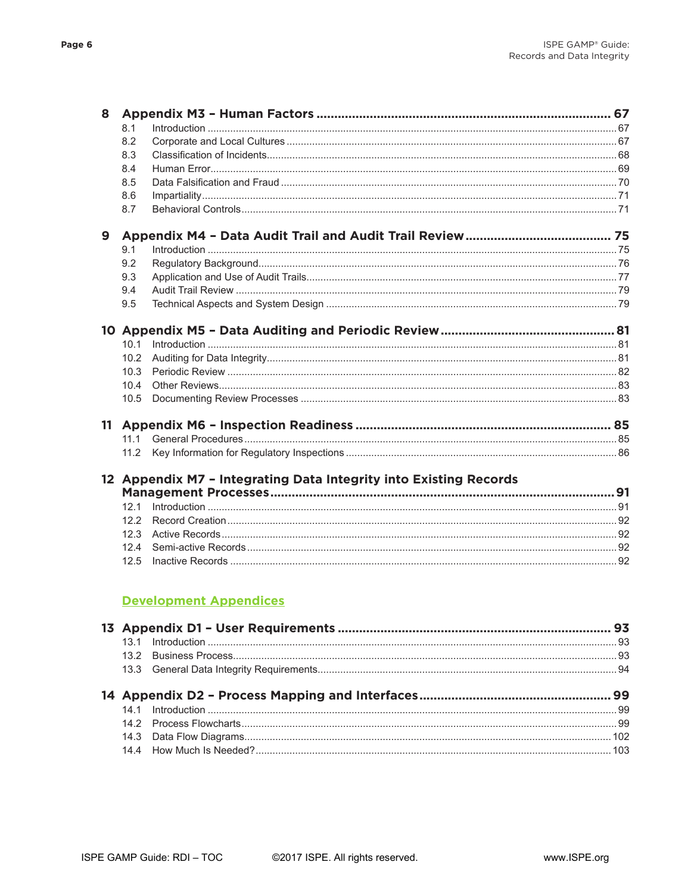| | | |
|---|---|---|
| **8** | **Appendix M3 – Human Factors** | **67** |
| 8.1 | Introduction | 67 |
| 8.2 | Corporate and Local Cultures | 67 |
| 8.3 | Classification of Incidents | 68 |
| 8.4 | Human Error | 69 |
| 8.5 | Data Falsification and Fraud | 70 |
| 8.6 | Impartiality | 71 |
| 8.7 | Behavioral Controls | 71 |
| **9** | **Appendix M4 – Data Audit Trail and Audit Trail Review** | **75** |
| 9.1 | Introduction | 75 |
| 9.2 | Regulatory Background | 76 |
| 9.3 | Application and Use of Audit Trails | 77 |
| 9.4 | Audit Trail Review | 79 |
| 9.5 | Technical Aspects and System Design | 79 |
| **10** | **Appendix M5 – Data Auditing and Periodic Review** | **81** |
| 10.1 | Introduction | 81 |
| 10.2 | Auditing for Data Integrity | 81 |
| 10.3 | Periodic Review | 82 |
| 10.4 | Other Reviews | 83 |
| 10.5 | Documenting Review Processes | 83 |
| **11** | **Appendix M6 – Inspection Readiness** | **85** |
| 11.1 | General Procedures | 85 |
| 11.2 | Key Information for Regulatory Inspections | 86 |
| **12** | **Appendix M7 – Integrating Data Integrity into Existing Records Management Processes** | **91** |
| 12.1 | Introduction | 91 |
| 12.2 | Record Creation | 92 |
| 12.3 | Active Records | 92 |
| 12.4 | Semi-active Records | 92 |
| 12.5 | Inactive Records | 92 |

## Development Appendices

| | | |
|---|---|---|
| **13** | **Appendix D1 – User Requirements** | **93** |
| 13.1 | Introduction | 93 |
| 13.2 | Business Process | 93 |
| 13.3 | General Data Integrity Requirements | 94 |
| **14** | **Appendix D2 – Process Mapping and Interfaces** | **99** |
| 14.1 | Introduction | 99 |
| 14.2 | Process Flowcharts | 99 |
| 14.3 | Data Flow Diagrams | 102 |
| 14.4 | How Much Is Needed? | 103 |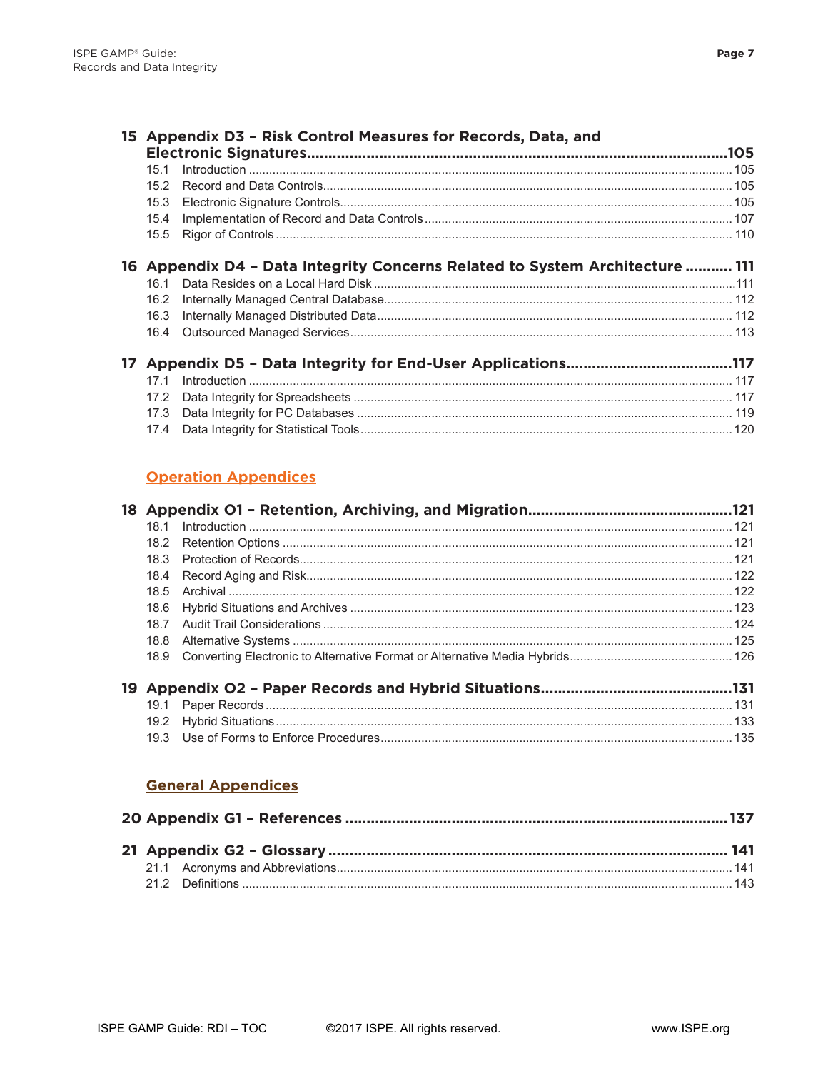## 15 Appendix D3 – Risk Control Measures for Records, Data, and Electronic Signatures ........ 105

- 15.1 Introduction ........ 105
- 15.2 Record and Data Controls ........ 105
- 15.3 Electronic Signature Controls ........ 105
- 15.4 Implementation of Record and Data Controls ........ 107
- 15.5 Rigor of Controls ........ 110

## 16 Appendix D4 – Data Integrity Concerns Related to System Architecture ........ 111

- 16.1 Data Resides on a Local Hard Disk ........ 111
- 16.2 Internally Managed Central Database ........ 112
- 16.3 Internally Managed Distributed Data ........ 112
- 16.4 Outsourced Managed Services ........ 113

## 17 Appendix D5 – Data Integrity for End-User Applications ........ 117

- 17.1 Introduction ........ 117
- 17.2 Data Integrity for Spreadsheets ........ 117
- 17.3 Data Integrity for PC Databases ........ 119
- 17.4 Data Integrity for Statistical Tools ........ 120

# Operation Appendices

## 18 Appendix O1 – Retention, Archiving, and Migration ........ 121

- 18.1 Introduction ........ 121
- 18.2 Retention Options ........ 121
- 18.3 Protection of Records ........ 121
- 18.4 Record Aging and Risk ........ 122
- 18.5 Archival ........ 122
- 18.6 Hybrid Situations and Archives ........ 123
- 18.7 Audit Trail Considerations ........ 124
- 18.8 Alternative Systems ........ 125
- 18.9 Converting Electronic to Alternative Format or Alternative Media Hybrids ........ 126

## 19 Appendix O2 – Paper Records and Hybrid Situations ........ 131

- 19.1 Paper Records ........ 131
- 19.2 Hybrid Situations ........ 133
- 19.3 Use of Forms to Enforce Procedures ........ 135

# General Appendices

## 20 Appendix G1 – References ........ 137

## 21 Appendix G2 – Glossary ........ 141

- 21.1 Acronyms and Abbreviations ........ 141
- 21.2 Definitions ........ 143